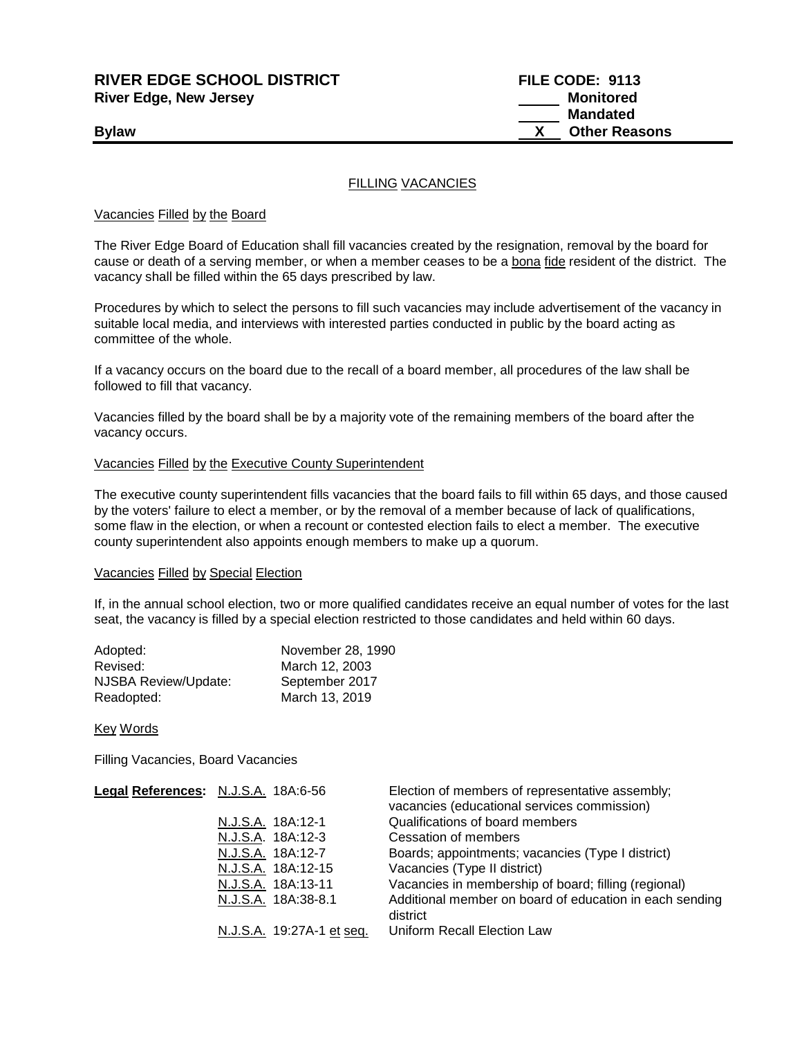**RIVER EDGE SCHOOL DISTRICT** **FILE CODE: 9113**
**River Edge, New Jersey**

| | |
|---|---|
| ____ | **Monitored** |
| ____ | **Mandated** |
| __X__ | **Other Reasons** |

**Bylaw**

# FILLING VACANCIES

## Vacancies Filled by the Board

The River Edge Board of Education shall fill vacancies created by the resignation, removal by the board for cause or death of a serving member, or when a member ceases to be a bona fide resident of the district. The vacancy shall be filled within the 65 days prescribed by law.

Procedures by which to select the persons to fill such vacancies may include advertisement of the vacancy in suitable local media, and interviews with interested parties conducted in public by the board acting as committee of the whole.

If a vacancy occurs on the board due to the recall of a board member, all procedures of the law shall be followed to fill that vacancy.

Vacancies filled by the board shall be by a majority vote of the remaining members of the board after the vacancy occurs.

## Vacancies Filled by the Executive County Superintendent

The executive county superintendent fills vacancies that the board fails to fill within 65 days, and those caused by the voters' failure to elect a member, or by the removal of a member because of lack of qualifications, some flaw in the election, or when a recount or contested election fails to elect a member. The executive county superintendent also appoints enough members to make up a quorum.

## Vacancies Filled by Special Election

If, in the annual school election, two or more qualified candidates receive an equal number of votes for the last seat, the vacancy is filled by a special election restricted to those candidates and held within 60 days.

| | |
|---|---|
| Adopted: | November 28, 1990 |
| Revised: | March 12, 2003 |
| NJSBA Review/Update: | September 2017 |
| Readopted: | March 13, 2019 |

## Key Words

Filling Vacancies, Board Vacancies

| **Legal References:** | | |
|---|---|---|
| | N.J.S.A. 18A:6-56 | Election of members of representative assembly; vacancies (educational services commission) |
| | N.J.S.A. 18A:12-1 | Qualifications of board members |
| | N.J.S.A. 18A:12-3 | Cessation of members |
| | N.J.S.A. 18A:12-7 | Boards; appointments; vacancies (Type I district) |
| | N.J.S.A. 18A:12-15 | Vacancies (Type II district) |
| | N.J.S.A. 18A:13-11 | Vacancies in membership of board; filling (regional) |
| | N.J.S.A. 18A:38-8.1 | Additional member on board of education in each sending district |
| | N.J.S.A. 19:27A-1 et seq. | Uniform Recall Election Law |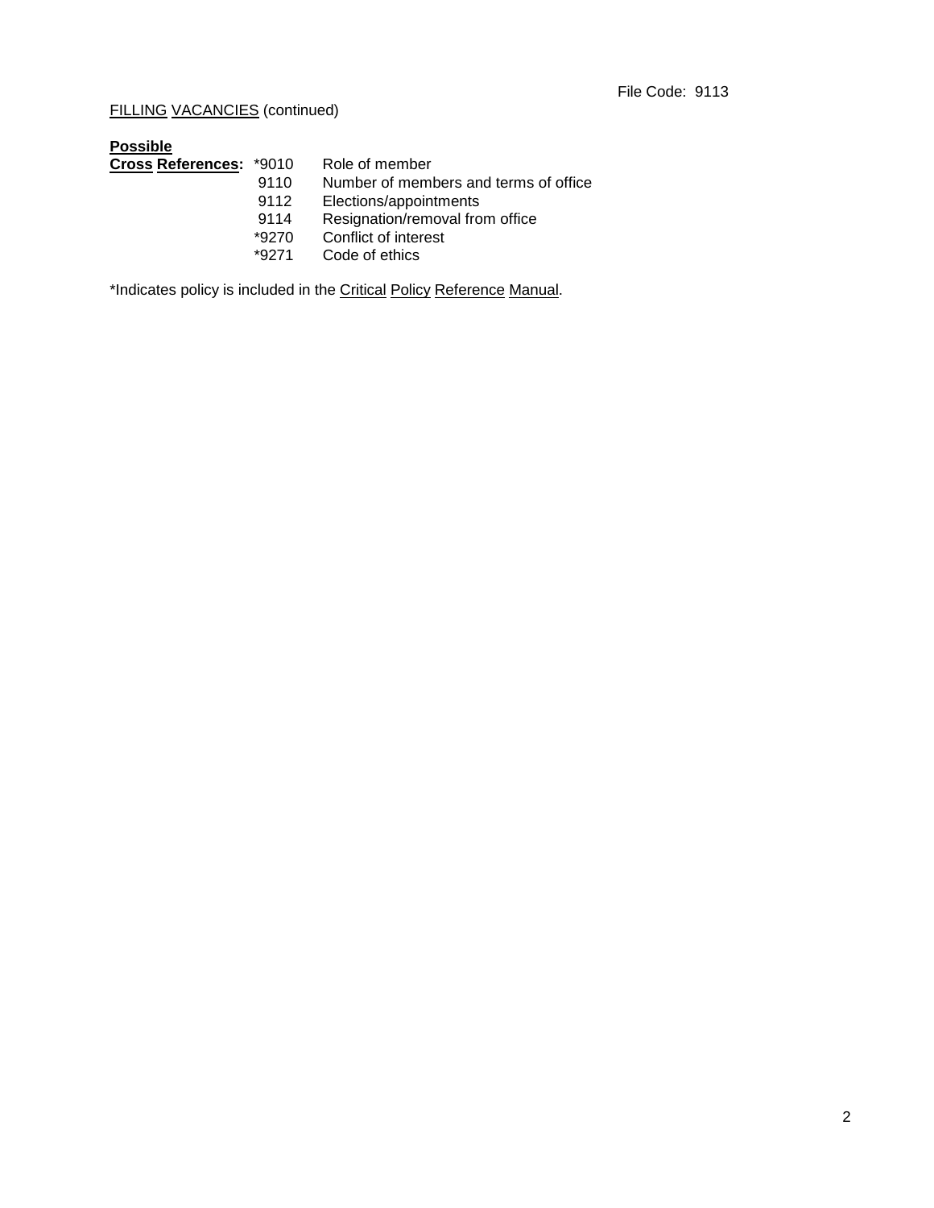File Code: 9113

FILLING VACANCIES (continued)

**Possible**
**Cross References:**

| | | |
|---|---|---|
| | *9010 | Role of member |
| | 9110 | Number of members and terms of office |
| | 9112 | Elections/appointments |
| | 9114 | Resignation/removal from office |
| | *9270 | Conflict of interest |
| | *9271 | Code of ethics |

*Indicates policy is included in the Critical Policy Reference Manual.